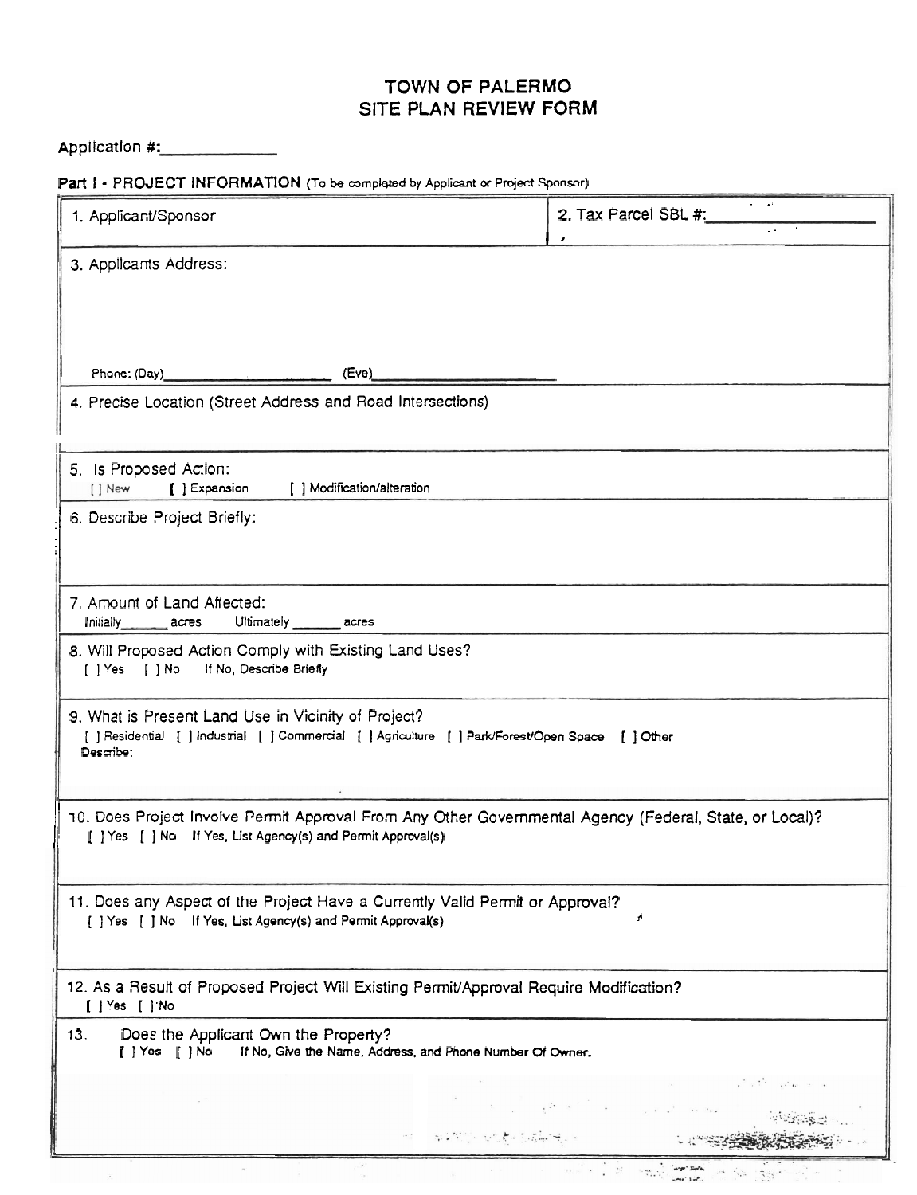# TOWN OF PALERMO
# SITE PLAN REVIEW FORM

Application #:\_\_\_\_\_\_\_\_\_\_\_\_

**Part I - PROJECT INFORMATION** (To be completed by Applicant or Project Sponsor)

1. Applicant/Sponsor

2. Tax Parcel SBL #:\_\_\_\_\_\_\_\_\_\_\_\_

3. Applicants Address:

Phone: (Day)\_\_\_\_\_\_\_\_\_\_\_\_ (Eve)\_\_\_\_\_\_\_\_\_\_\_\_

4. Precise Location (Street Address and Road Intersections)

5. Is Proposed Action:
[ ] New [ ] Expansion [ ] Modification/alteration

6. Describe Project Briefly:

7. Amount of Land Affected:
Initially\_\_\_\_\_\_ acres Ultimately \_\_\_\_\_\_ acres

8. Will Proposed Action Comply with Existing Land Uses?
[ ] Yes [ ] No If No, Describe Briefly

9. What is Present Land Use in Vicinity of Project?
[ ] Residential [ ] Industrial [ ] Commercial [ ] Agriculture [ ] Park/Forest/Open Space [ ] Other
Describe:

10. Does Project Involve Permit Approval From Any Other Governmental Agency (Federal, State, or Local)?
[ ] Yes [ ] No If Yes, List Agency(s) and Permit Approval(s)

11. Does any Aspect of the Project Have a Currently Valid Permit or Approval?
[ ] Yes [ ] No If Yes, List Agency(s) and Permit Approval(s)

12. As a Result of Proposed Project Will Existing Permit/Approval Require Modification?
[ ] Yes [ ] No

13. Does the Applicant Own the Property?
[ ] Yes [ ] No If No, Give the Name, Address, and Phone Number Of Owner.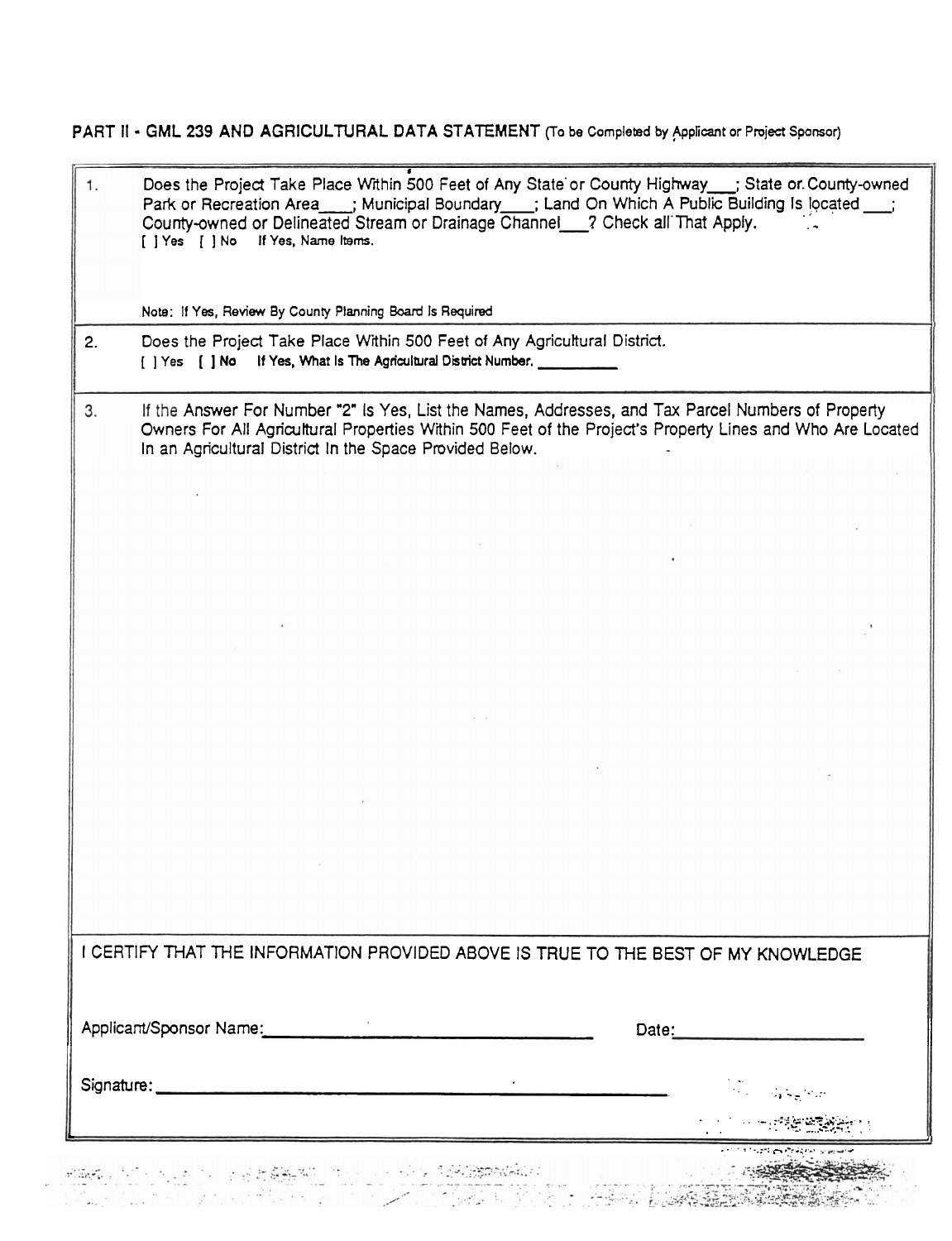## PART II - GML 239 AND AGRICULTURAL DATA STATEMENT (To be Completed by Applicant or Project Sponsor)

1. Does the Project Take Place Within 500 Feet of Any State or County Highway___; State or County-owned Park or Recreation Area___; Municipal Boundary___; Land On Which A Public Building Is located ___; County-owned or Delineated Stream or Drainage Channel___? Check all That Apply.
   [ ] Yes [ ] No If Yes, Name Items.

   Note: If Yes, Review By County Planning Board Is Required

2. Does the Project Take Place Within 500 Feet of Any Agricultural District.
   [ ] Yes [ ] No If Yes, What Is The Agricultural District Number. __________

3. If the Answer For Number "2" Is Yes, List the Names, Addresses, and Tax Parcel Numbers of Property Owners For All Agricultural Properties Within 500 Feet of the Project's Property Lines and Who Are Located In an Agricultural District In the Space Provided Below.

I CERTIFY THAT THE INFORMATION PROVIDED ABOVE IS TRUE TO THE BEST OF MY KNOWLEDGE

Applicant/Sponsor Name:________________________________ Date:__________________

Signature:________________________________________________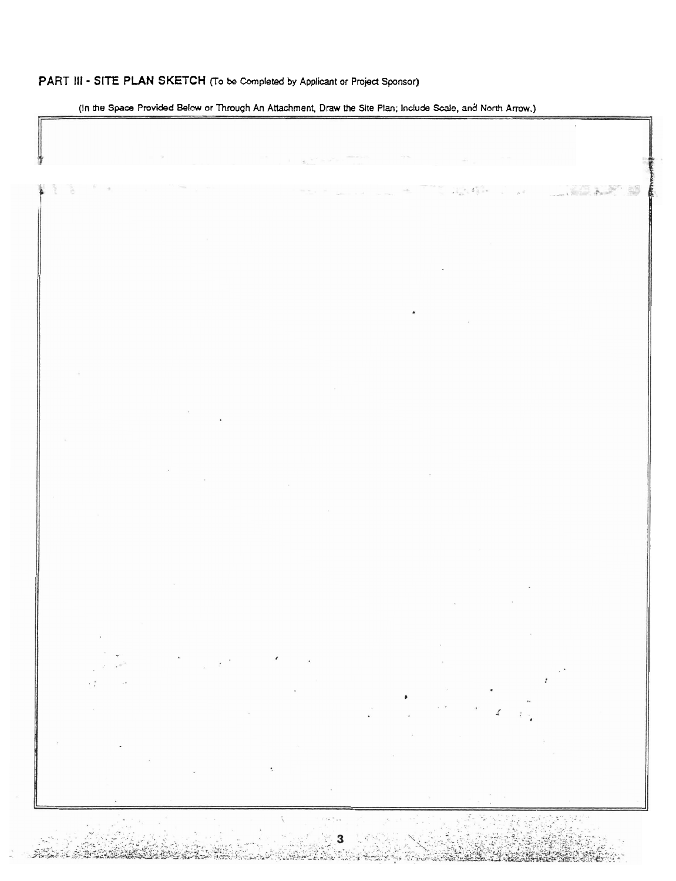## PART III - SITE PLAN SKETCH (To be Completed by Applicant or Project Sponsor)

(In the Space Provided Below or Through An Attachment, Draw the Site Plan; Include Scale, and North Arrow.)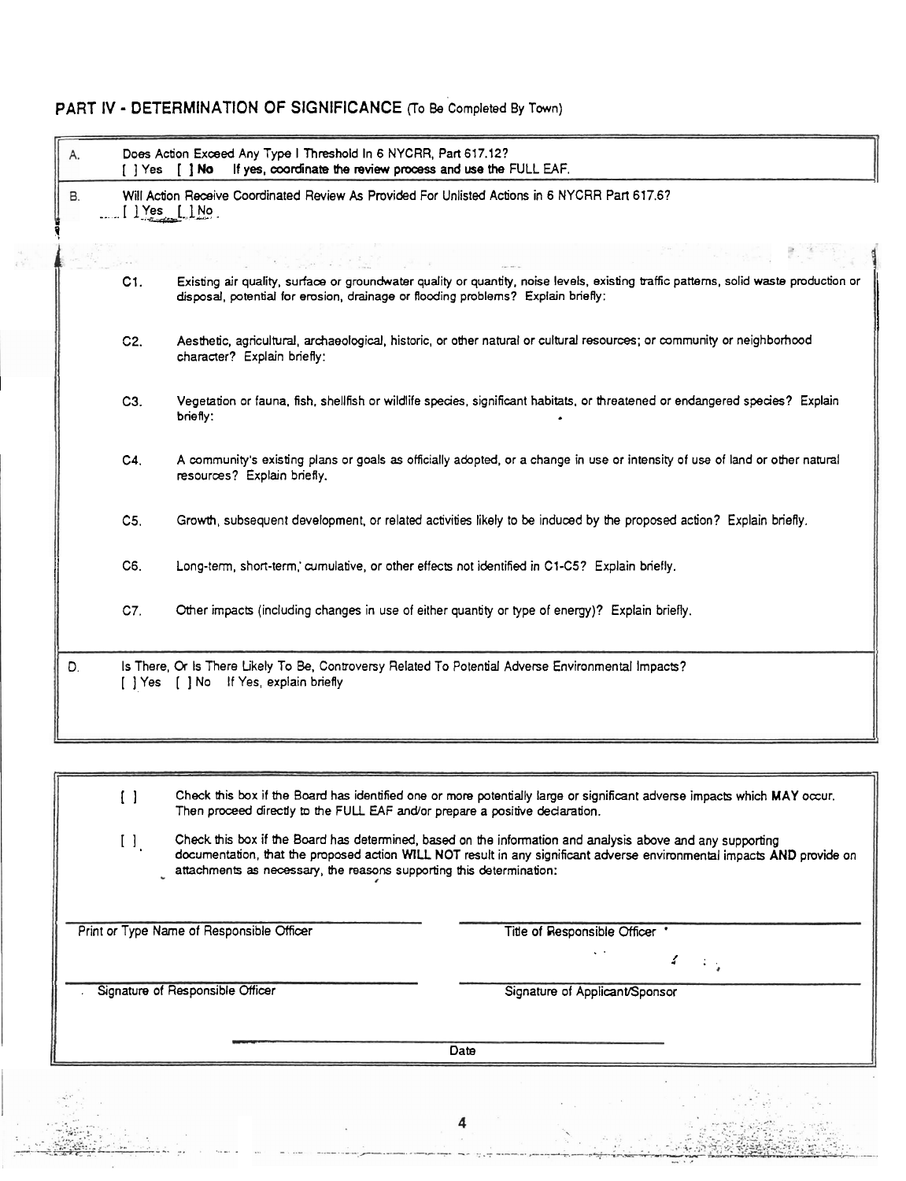## PART IV - DETERMINATION OF SIGNIFICANCE (To Be Completed By Town)

A. Does Action Exceed Any Type I Threshold In 6 NYCRR, Part 617.12?
[ ] Yes [ ] **No** **If yes, coordinate the review process and use the** FULL EAF.

B. Will Action Receive Coordinated Review As Provided For Unlisted Actions in 6 NYCRR Part 617.6?
[ ] Yes [ ] No

C1. Existing air quality, surface or groundwater quality or quantity, noise levels, existing traffic patterns, solid waste production or disposal, potential for erosion, drainage or flooding problems? Explain briefly:

C2. Aesthetic, agricultural, archaeological, historic, or other natural or cultural resources; or community or neighborhood character? Explain briefly:

C3. Vegetation or fauna, fish, shellfish or wildlife species, significant habitats, or threatened or endangered species? Explain briefly:

C4. A community's existing plans or goals as officially adopted, or a change in use or intensity of use of land or other natural resources? Explain briefly.

C5. Growth, subsequent development, or related activities likely to be induced by the proposed action? Explain briefly.

C6. Long-term, short-term, cumulative, or other effects not identified in C1-C5? Explain briefly.

C7. Other impacts (including changes in use of either quantity or type of energy)? Explain briefly.

D. Is There, Or Is There Likely To Be, Controversy Related To Potential Adverse Environmental Impacts?
[ ] Yes [ ] No If Yes, explain briefly

[ ] Check this box if the Board has identified one or more potentially large or significant adverse impacts which **MAY** occur. Then proceed directly to the FULL EAF and/or prepare a positive declaration.

[ ] Check this box if the Board has determined, based on the information and analysis above and any supporting documentation, that the proposed action **WILL NOT** result in any significant adverse environmental impacts **AND** provide on attachments as necessary, the reasons supporting this determination:

Print or Type Name of Responsible Officer

Title of Responsible Officer

Signature of Responsible Officer

Signature of Applicant/Sponsor

Date